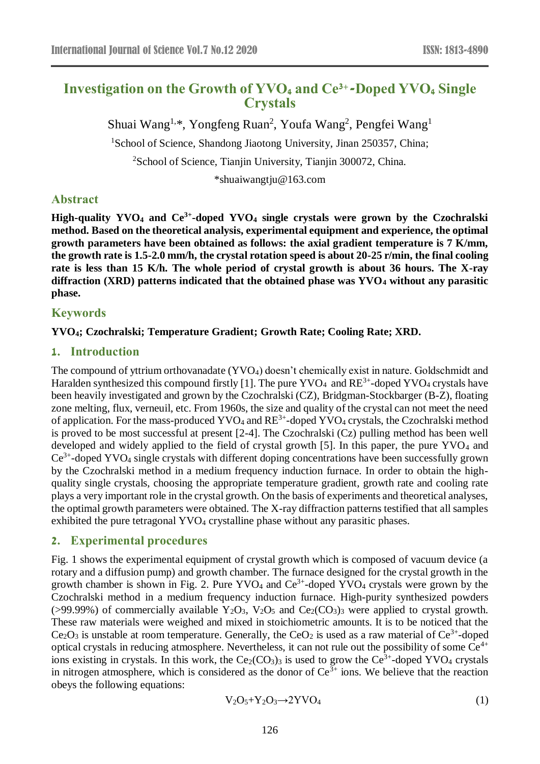# Investigation on the Growth of $YVO_4$ and $Ce^{3+}$-Doped $YVO_4$ Single Crystals

Shuai Wang[1,*], Yongfeng Ruan[2], Youfa Wang[2], Pengfei Wang[1]

[1]School of Science, Shandong Jiaotong University, Jinan 250357, China;

[2]School of Science, Tianjin University, Tianjin 300072, China.

*shuaiwangtju@163.com

## Abstract

**High-quality $YVO_4$ and $Ce^{3+}$-doped $YVO_4$ single crystals were grown by the Czochralski method. Based on the theoretical analysis, experimental equipment and experience, the optimal growth parameters have been obtained as follows: the axial gradient temperature is 7 K/mm, the growth rate is 1.5-2.0 mm/h, the crystal rotation speed is about 20-25 r/min, the final cooling rate is less than 15 K/h. The whole period of crystal growth is about 36 hours. The X-ray diffraction (XRD) patterns indicated that the obtained phase was $YVO_4$ without any parasitic phase.**

## Keywords

**$YVO_4$; Czochralski; Temperature Gradient; Growth Rate; Cooling Rate; XRD.**

## 1. Introduction

The compound of yttrium orthovanadate ($YVO_4$) doesn't chemically exist in nature. Goldschmidt and Haralden synthesized this compound firstly [1]. The pure $YVO_4$ and $RE^{3+}$-doped $YVO_4$ crystals have been heavily investigated and grown by the Czochralski (CZ), Bridgman-Stockbarger (B-Z), floating zone melting, flux, verneuil, etc. From 1960s, the size and quality of the crystal can not meet the need of application. For the mass-produced $YVO_4$ and $RE^{3+}$-doped $YVO_4$ crystals, the Czochralski method is proved to be most successful at present [2-4]. The Czochralski (Cz) pulling method has been well developed and widely applied to the field of crystal growth [5]. In this paper, the pure $YVO_4$ and $Ce^{3+}$-doped $YVO_4$ single crystals with different doping concentrations have been successfully grown by the Czochralski method in a medium frequency induction furnace. In order to obtain the high-quality single crystals, choosing the appropriate temperature gradient, growth rate and cooling rate plays a very important role in the crystal growth. On the basis of experiments and theoretical analyses, the optimal growth parameters were obtained. The X-ray diffraction patterns testified that all samples exhibited the pure tetragonal $YVO_4$ crystalline phase without any parasitic phases.

## 2. Experimental procedures

Fig. 1 shows the experimental equipment of crystal growth which is composed of vacuum device (a rotary and a diffusion pump) and growth chamber. The furnace designed for the crystal growth in the growth chamber is shown in Fig. 2. Pure $YVO_4$ and $Ce^{3+}$-doped $YVO_4$ crystals were grown by the Czochralski method in a medium frequency induction furnace. High-purity synthesized powders (>99.99%) of commercially available $Y_2O_3$, $V_2O_5$ and $Ce_2(CO_3)_3$ were applied to crystal growth. These raw materials were weighed and mixed in stoichiometric amounts. It is to be noticed that the $Ce_2O_3$ is unstable at room temperature. Generally, the $CeO_2$ is used as a raw material of $Ce^{3+}$-doped optical crystals in reducing atmosphere. Nevertheless, it can not rule out the possibility of some $Ce^{4+}$ ions existing in crystals. In this work, the $Ce_2(CO_3)_3$ is used to grow the $Ce^{3+}$-doped $YVO_4$ crystals in nitrogen atmosphere, which is considered as the donor of $Ce^{3+}$ ions. We believe that the reaction obeys the following equations:

$$V_2O_5+Y_2O_3 \rightarrow 2YVO_4 \tag{1}$$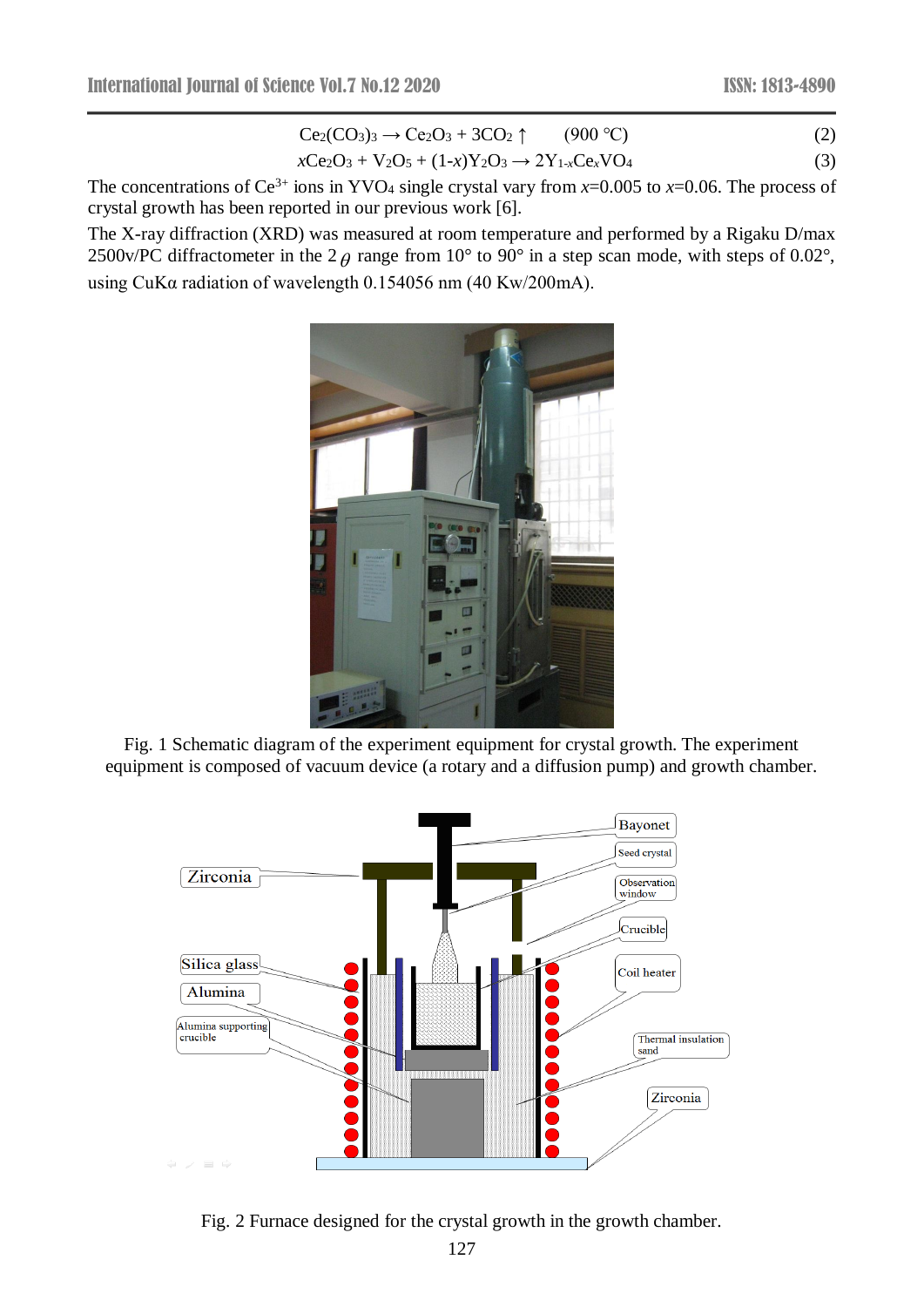$$Ce_2(CO_3)_3 \rightarrow Ce_2O_3 + 3CO_2 \uparrow \quad (900\ ^\circ C) \tag{2}$$

$$xCe_2O_3 + V_2O_5 + (1\text{-}x)Y_2O_3 \rightarrow 2Y_{1\text{-}x}Ce_xVO_4 \tag{3}$$

The concentrations of $Ce^{3+}$ ions in $YVO_4$ single crystal vary from $x$=0.005 to $x$=0.06. The process of crystal growth has been reported in our previous work [6].

The X-ray diffraction (XRD) was measured at room temperature and performed by a Rigaku D/max 2500v/PC diffractometer in the $2\theta$ range from 10° to 90° in a step scan mode, with steps of 0.02°, using CuKα radiation of wavelength 0.154056 nm (40 Kw/200mA).

Fig. 1 Schematic diagram of the experiment equipment for crystal growth. The experiment equipment is composed of vacuum device (a rotary and a diffusion pump) and growth chamber.

Fig. 2 Furnace designed for the crystal growth in the growth chamber.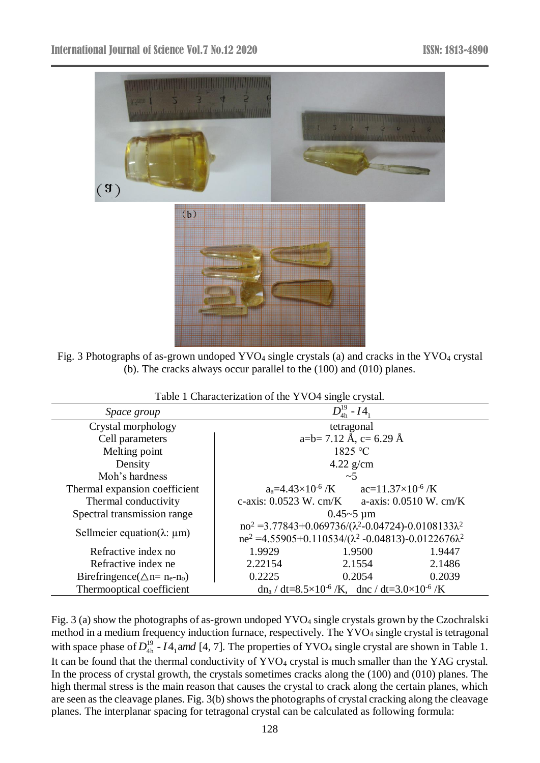Fig. 3 Photographs of as-grown undoped $YVO_4$ single crystals (a) and cracks in the $YVO_4$ crystal (b). The cracks always occur parallel to the (100) and (010) planes.

Table 1 Characterization of the YVO4 single crystal.

| *Space group* | $D_{4h}^{19}$ - $I4_1$ | | |
|---|---|---|---|
| Crystal morphology | tetragonal | | |
| Cell parameters | a=b= 7.12 Å, c= 6.29 Å | | |
| Melting point | 1825 ℃ | | |
| Density | 4.22 g/cm | | |
| Moh's hardness | ~5 | | |
| Thermal expansion coefficient | $a_a$=4.43×$10^{-6}$ /K &nbsp; ac=11.37×$10^{-6}$ /K | | |
| Thermal conductivity | c-axis: 0.0523 W. cm/K &nbsp; a-axis: 0.0510 W. cm/K | | |
| Spectral transmission range | 0.45~5 μm | | |
| Sellmeier equation(λ: μm) | $no^2$ =3.77843+0.069736/($\lambda^2$-0.04724)-0.0108133$\lambda^2$ <br> $ne^2$ =4.55905+0.110534/($\lambda^2$ -0.04813)-0.0122676$\lambda^2$ | | |
| Refractive index no | 1.9929 | 1.9500 | 1.9447 |
| Refractive index ne | 2.22154 | 2.1554 | 2.1486 |
| Birefringence($\triangle n= n_e-n_o$) | 0.2225 | 0.2054 | 0.2039 |
| Thermooptical coefficient | $dn_a$ / dt=8.5×$10^{-6}$ /K, &nbsp; dnc / dt=3.0×$10^{-6}$ /K | | |

Fig. 3 (a) show the photographs of as-grown undoped $YVO_4$ single crystals grown by the Czochralski method in a medium frequency induction furnace, respectively. The $YVO_4$ single crystal is tetragonal with space phase of $D_{4h}^{19}$ - $I4_1$*amd* [4, 7]. The properties of $YVO_4$ single crystal are shown in Table 1. It can be found that the thermal conductivity of $YVO_4$ crystal is much smaller than the YAG crystal. In the process of crystal growth, the crystals sometimes cracks along the (100) and (010) planes. The high thermal stress is the main reason that causes the crystal to crack along the certain planes, which are seen as the cleavage planes. Fig. 3(b) shows the photographs of crystal cracking along the cleavage planes. The interplanar spacing for tetragonal crystal can be calculated as following formula: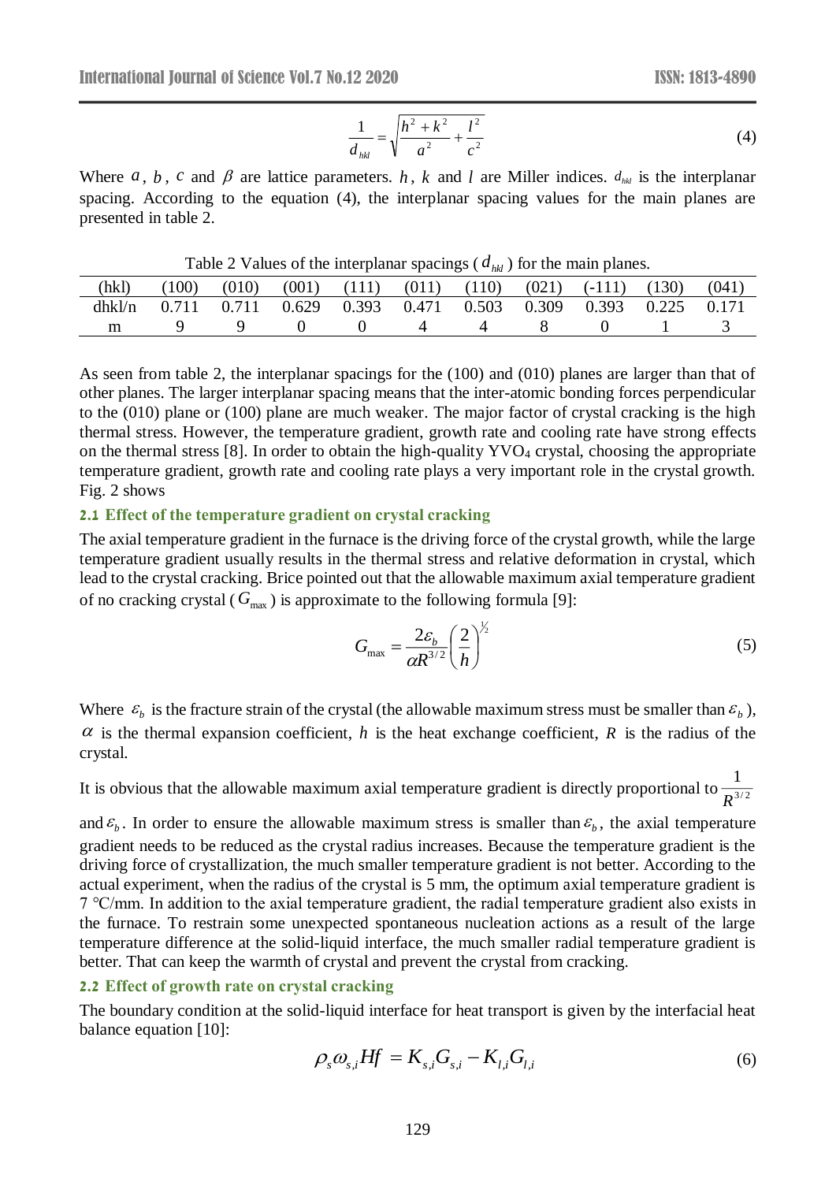$$\frac{1}{d_{hkl}} = \sqrt{\frac{h^2 + k^2}{a^2} + \frac{l^2}{c^2}} \tag{4}$$

Where $a$, $b$, $c$ and $\beta$ are lattice parameters. $h$, $k$ and $l$ are Miller indices. $d_{hkl}$ is the interplanar spacing. According to the equation (4), the interplanar spacing values for the main planes are presented in table 2.

Table 2 Values of the interplanar spacings ($d_{hkl}$) for the main planes.

| (hkl) | (100) | (010) | (001) | (111) | (011) | (110) | (021) | (-111) | (130) | (041) |
|---|---|---|---|---|---|---|---|---|---|---|
| dhkl/n | 0.711 | 0.711 | 0.629 | 0.393 | 0.471 | 0.503 | 0.309 | 0.393 | 0.225 | 0.171 |
| m | 9 | 9 | 0 | 0 | 4 | 4 | 8 | 0 | 1 | 3 |

As seen from table 2, the interplanar spacings for the (100) and (010) planes are larger than that of other planes. The larger interplanar spacing means that the inter-atomic bonding forces perpendicular to the (010) plane or (100) plane are much weaker. The major factor of crystal cracking is the high thermal stress. However, the temperature gradient, growth rate and cooling rate have strong effects on the thermal stress [8]. In order to obtain the high-quality $YVO_4$ crystal, choosing the appropriate temperature gradient, growth rate and cooling rate plays a very important role in the crystal growth. Fig. 2 shows

### 2.1 Effect of the temperature gradient on crystal cracking

The axial temperature gradient in the furnace is the driving force of the crystal growth, while the large temperature gradient usually results in the thermal stress and relative deformation in crystal, which lead to the crystal cracking. Brice pointed out that the allowable maximum axial temperature gradient of no cracking crystal ($G_{\max}$) is approximate to the following formula [9]:

$$G_{\max} = \frac{2\varepsilon_b}{\alpha R^{3/2}} \left(\frac{2}{h}\right)^{1/2} \tag{5}$$

Where $\varepsilon_b$ is the fracture strain of the crystal (the allowable maximum stress must be smaller than $\varepsilon_b$), $\alpha$ is the thermal expansion coefficient, $h$ is the heat exchange coefficient, $R$ is the radius of the crystal.

It is obvious that the allowable maximum axial temperature gradient is directly proportional to $\frac{1}{R^{3/2}}$ and $\varepsilon_b$. In order to ensure the allowable maximum stress is smaller than $\varepsilon_b$, the axial temperature gradient needs to be reduced as the crystal radius increases. Because the temperature gradient is the driving force of crystallization, the much smaller temperature gradient is not better. According to the actual experiment, when the radius of the crystal is 5 mm, the optimum axial temperature gradient is 7 °C/mm. In addition to the axial temperature gradient, the radial temperature gradient also exists in the furnace. To restrain some unexpected spontaneous nucleation actions as a result of the large temperature difference at the solid-liquid interface, the much smaller radial temperature gradient is better. That can keep the warmth of crystal and prevent the crystal from cracking.

### 2.2 Effect of growth rate on crystal cracking

The boundary condition at the solid-liquid interface for heat transport is given by the interfacial heat balance equation [10]:

$$\rho_s \omega_{s,i} Hf = K_{s,i} G_{s,i} - K_{l,i} G_{l,i} \tag{6}$$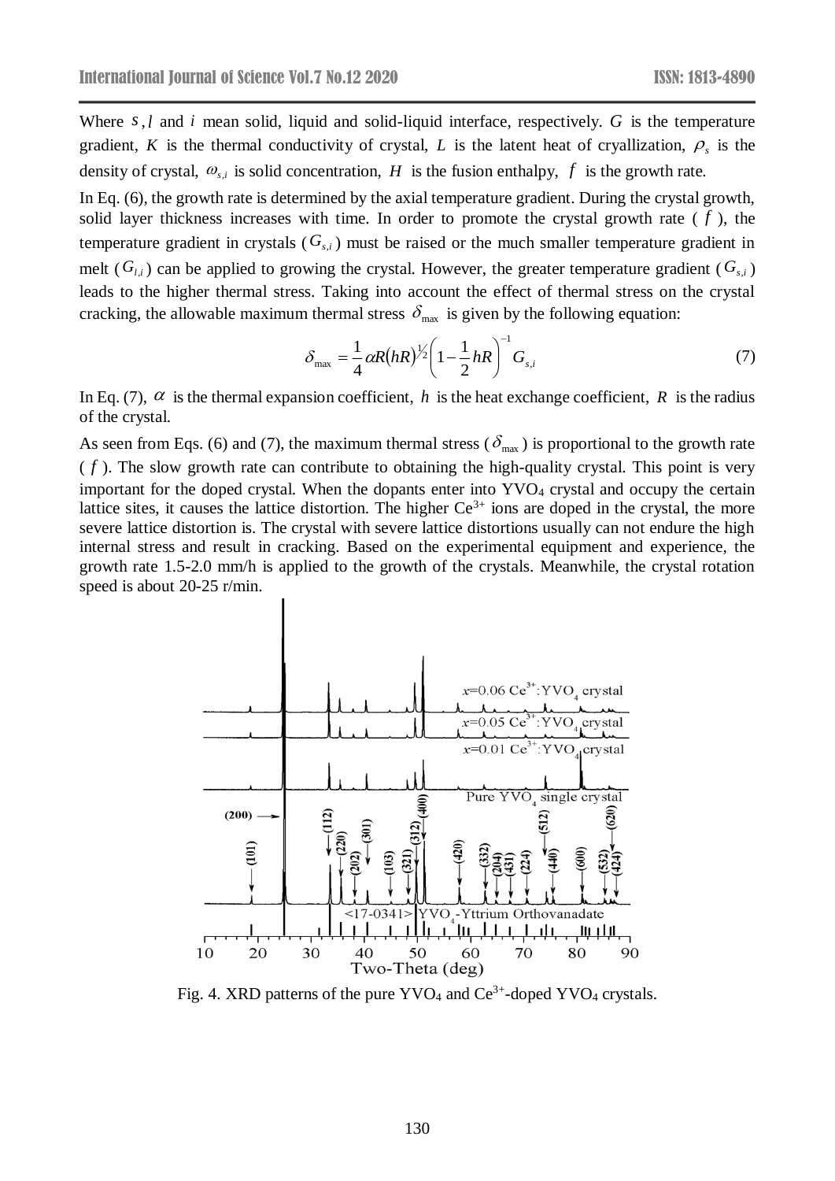Where $s$, $l$ and $i$ mean solid, liquid and solid-liquid interface, respectively. $G$ is the temperature gradient, $K$ is the thermal conductivity of crystal, $L$ is the latent heat of cryallization, $\rho_s$ is the density of crystal, $\omega_{s,i}$ is solid concentration, $H$ is the fusion enthalpy, $f$ is the growth rate.

In Eq. (6), the growth rate is determined by the axial temperature gradient. During the crystal growth, solid layer thickness increases with time. In order to promote the crystal growth rate ($f$), the temperature gradient in crystals ($G_{s,i}$) must be raised or the much smaller temperature gradient in melt ($G_{l,i}$) can be applied to growing the crystal. However, the greater temperature gradient ($G_{s,i}$) leads to the higher thermal stress. Taking into account the effect of thermal stress on the crystal cracking, the allowable maximum thermal stress $\delta_{\max}$ is given by the following equation:

$$\delta_{\max} = \frac{1}{4}\alpha R(hR)^{1/2}\left(1-\frac{1}{2}hR\right)^{-1} G_{s,i} \tag{7}$$

In Eq. (7), $\alpha$ is the thermal expansion coefficient, $h$ is the heat exchange coefficient, $R$ is the radius of the crystal.

As seen from Eqs. (6) and (7), the maximum thermal stress ($\delta_{\max}$) is proportional to the growth rate ($f$). The slow growth rate can contribute to obtaining the high-quality crystal. This point is very important for the doped crystal. When the dopants enter into $YVO_4$ crystal and occupy the certain lattice sites, it causes the lattice distortion. The higher $Ce^{3+}$ ions are doped in the crystal, the more severe lattice distortion is. The crystal with severe lattice distortions usually can not endure the high internal stress and result in cracking. Based on the experimental equipment and experience, the growth rate 1.5-2.0 mm/h is applied to the growth of the crystals. Meanwhile, the crystal rotation speed is about 20-25 r/min.

Fig. 4. XRD patterns of the pure $YVO_4$ and $Ce^{3+}$-doped $YVO_4$ crystals.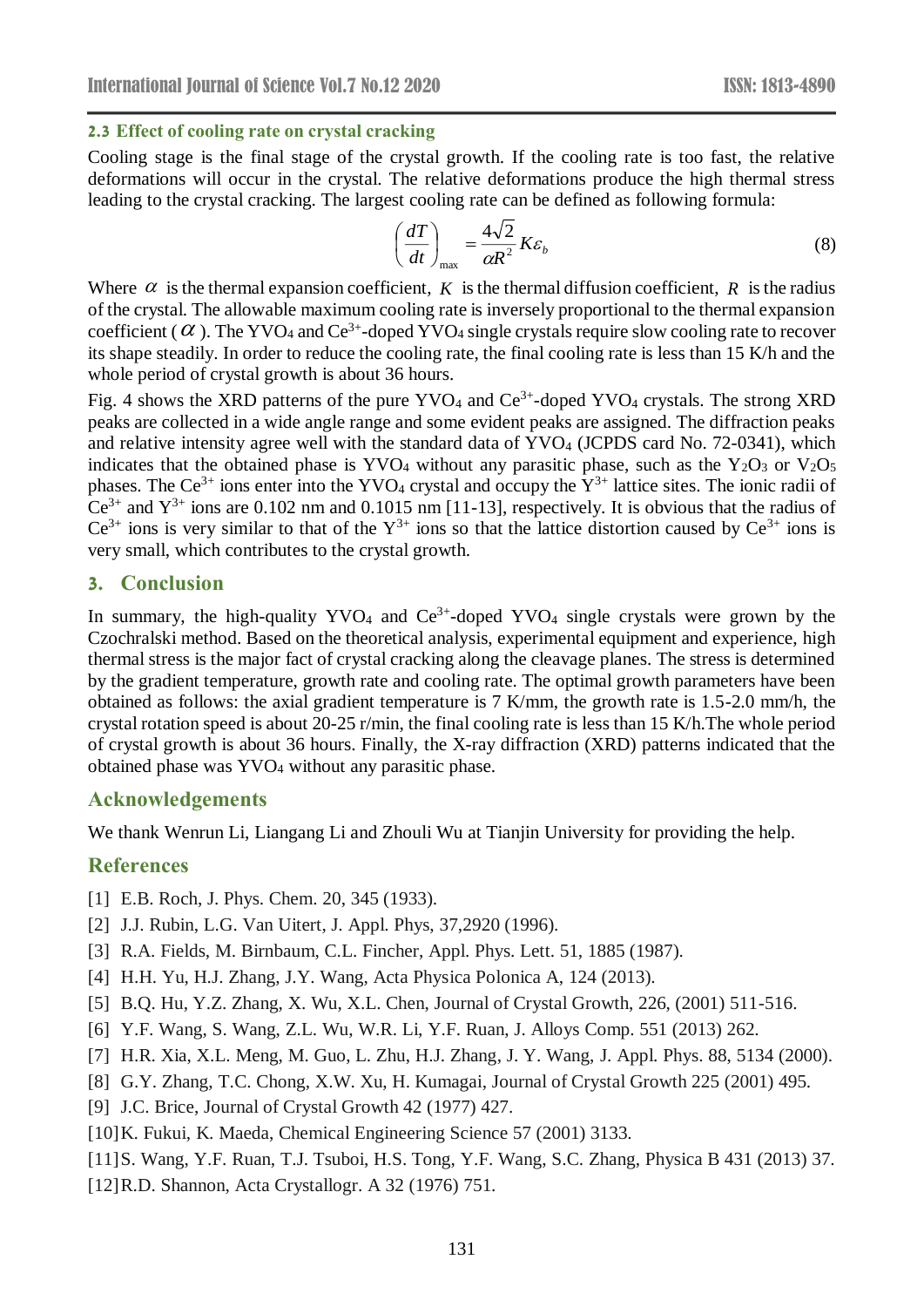### 2.3 Effect of cooling rate on crystal cracking

Cooling stage is the final stage of the crystal growth. If the cooling rate is too fast, the relative deformations will occur in the crystal. The relative deformations produce the high thermal stress leading to the crystal cracking. The largest cooling rate can be defined as following formula:

$$\left(\frac{dT}{dt}\right)_{\max} = \frac{4\sqrt{2}}{\alpha R^2} K \varepsilon_b \tag{8}$$

Where $\alpha$ is the thermal expansion coefficient, $K$ is the thermal diffusion coefficient, $R$ is the radius of the crystal. The allowable maximum cooling rate is inversely proportional to the thermal expansion coefficient ( $\alpha$ ). The $YVO_4$ and $Ce^{3+}$-doped $YVO_4$ single crystals require slow cooling rate to recover its shape steadily. In order to reduce the cooling rate, the final cooling rate is less than 15 K/h and the whole period of crystal growth is about 36 hours.

Fig. 4 shows the XRD patterns of the pure $YVO_4$ and $Ce^{3+}$-doped $YVO_4$ crystals. The strong XRD peaks are collected in a wide angle range and some evident peaks are assigned. The diffraction peaks and relative intensity agree well with the standard data of $YVO_4$ (JCPDS card No. 72-0341), which indicates that the obtained phase is $YVO_4$ without any parasitic phase, such as the $Y_2O_3$ or $V_2O_5$ phases. The $Ce^{3+}$ ions enter into the $YVO_4$ crystal and occupy the $Y^{3+}$ lattice sites. The ionic radii of $Ce^{3+}$ and $Y^{3+}$ ions are 0.102 nm and 0.1015 nm [11-13], respectively. It is obvious that the radius of $Ce^{3+}$ ions is very similar to that of the $Y^{3+}$ ions so that the lattice distortion caused by $Ce^{3+}$ ions is very small, which contributes to the crystal growth.

## 3. Conclusion

In summary, the high-quality $YVO_4$ and $Ce^{3+}$-doped $YVO_4$ single crystals were grown by the Czochralski method. Based on the theoretical analysis, experimental equipment and experience, high thermal stress is the major fact of crystal cracking along the cleavage planes. The stress is determined by the gradient temperature, growth rate and cooling rate. The optimal growth parameters have been obtained as follows: the axial gradient temperature is 7 K/mm, the growth rate is 1.5-2.0 mm/h, the crystal rotation speed is about 20-25 r/min, the final cooling rate is less than 15 K/h.The whole period of crystal growth is about 36 hours. Finally, the X-ray diffraction (XRD) patterns indicated that the obtained phase was $YVO_4$ without any parasitic phase.

## Acknowledgements

We thank Wenrun Li, Liangang Li and Zhouli Wu at Tianjin University for providing the help.

## References

[1] E.B. Roch, J. Phys. Chem. 20, 345 (1933).

[2] J.J. Rubin, L.G. Van Uitert, J. Appl. Phys, 37,2920 (1996).

[3] R.A. Fields, M. Birnbaum, C.L. Fincher, Appl. Phys. Lett. 51, 1885 (1987).

[4] H.H. Yu, H.J. Zhang, J.Y. Wang, Acta Physica Polonica A, 124 (2013).

[5] B.Q. Hu, Y.Z. Zhang, X. Wu, X.L. Chen, Journal of Crystal Growth, 226, (2001) 511-516.

[6] Y.F. Wang, S. Wang, Z.L. Wu, W.R. Li, Y.F. Ruan, J. Alloys Comp. 551 (2013) 262.

[7] H.R. Xia, X.L. Meng, M. Guo, L. Zhu, H.J. Zhang, J. Y. Wang, J. Appl. Phys. 88, 5134 (2000).

[8] G.Y. Zhang, T.C. Chong, X.W. Xu, H. Kumagai, Journal of Crystal Growth 225 (2001) 495.

[9] J.C. Brice, Journal of Crystal Growth 42 (1977) 427.

[10] K. Fukui, K. Maeda, Chemical Engineering Science 57 (2001) 3133.

[11] S. Wang, Y.F. Ruan, T.J. Tsuboi, H.S. Tong, Y.F. Wang, S.C. Zhang, Physica B 431 (2013) 37.

[12] R.D. Shannon, Acta Crystallogr. A 32 (1976) 751.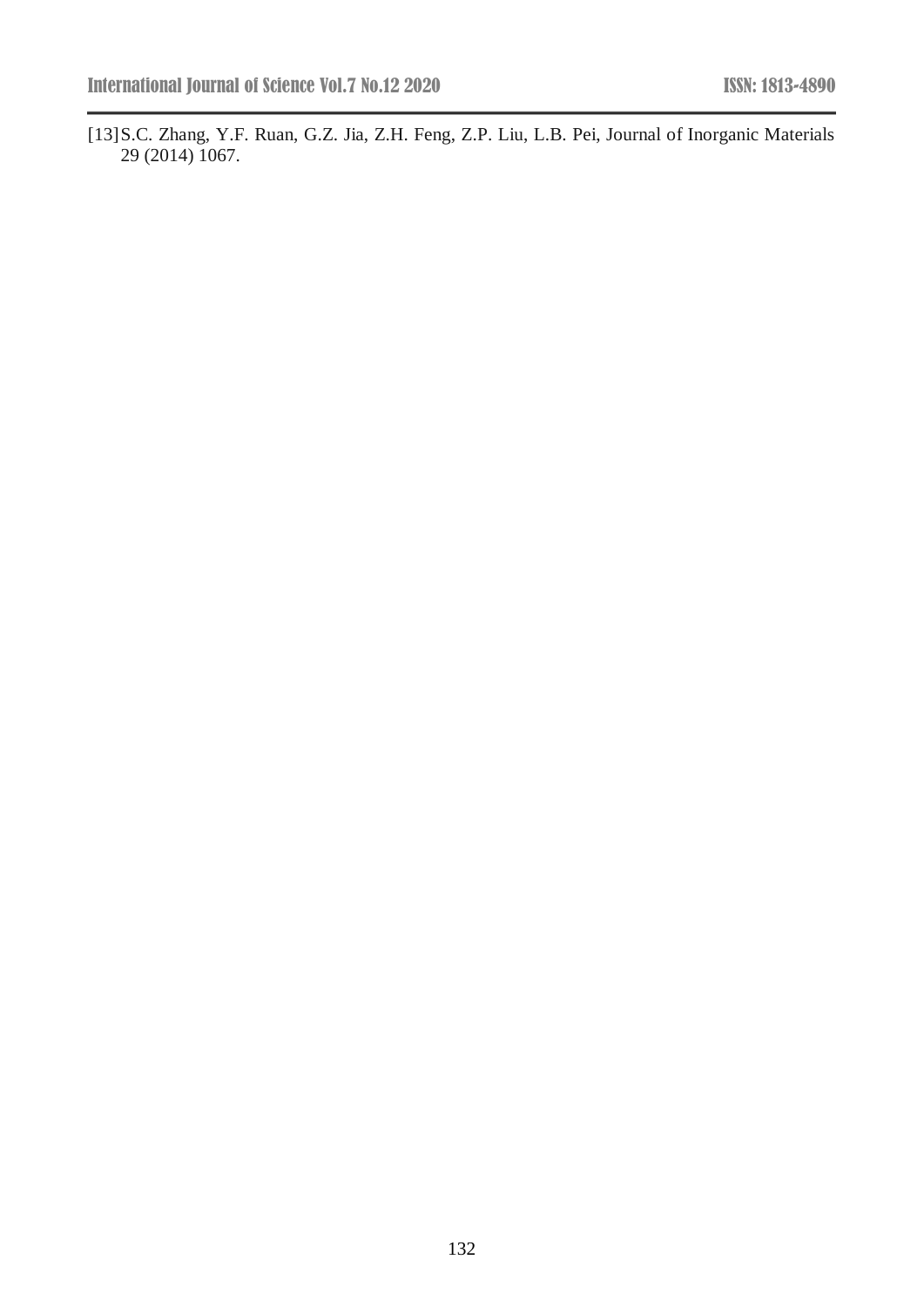[13] S.C. Zhang, Y.F. Ruan, G.Z. Jia, Z.H. Feng, Z.P. Liu, L.B. Pei, Journal of Inorganic Materials 29 (2014) 1067.